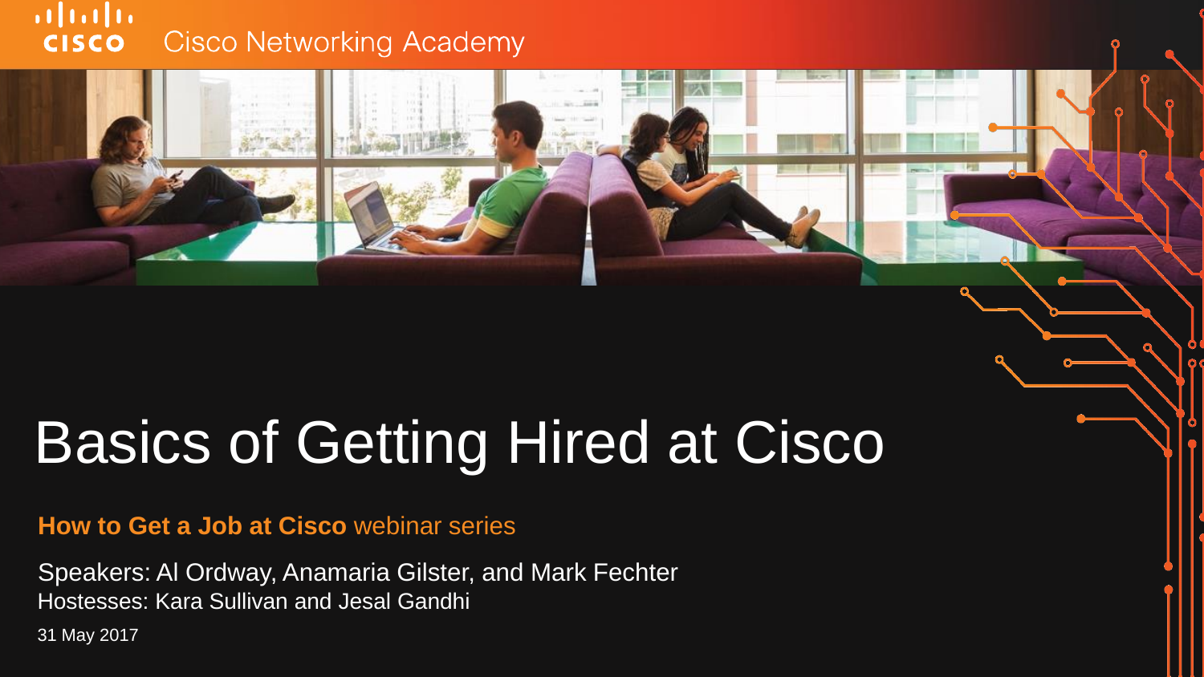Cisco Networking Academy

# Basics of Getting Hired at Cisco

**How to Get a Job at Cisco** webinar series

Speakers: Al Ordway, Anamaria Gilster, and Mark Fechter
Hostesses: Kara Sullivan and Jesal Gandhi

31 May 2017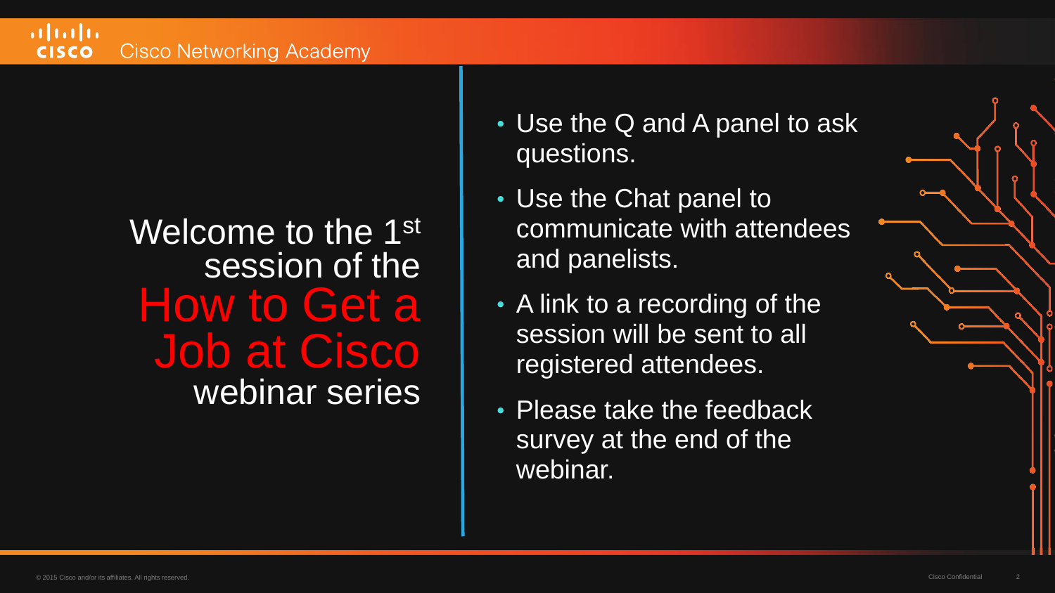Welcome to the 1st session of the **How to Get a Job at Cisco** webinar series

- Use the Q and A panel to ask questions.
- Use the Chat panel to communicate with attendees and panelists.
- A link to a recording of the session will be sent to all registered attendees.
- Please take the feedback survey at the end of the webinar.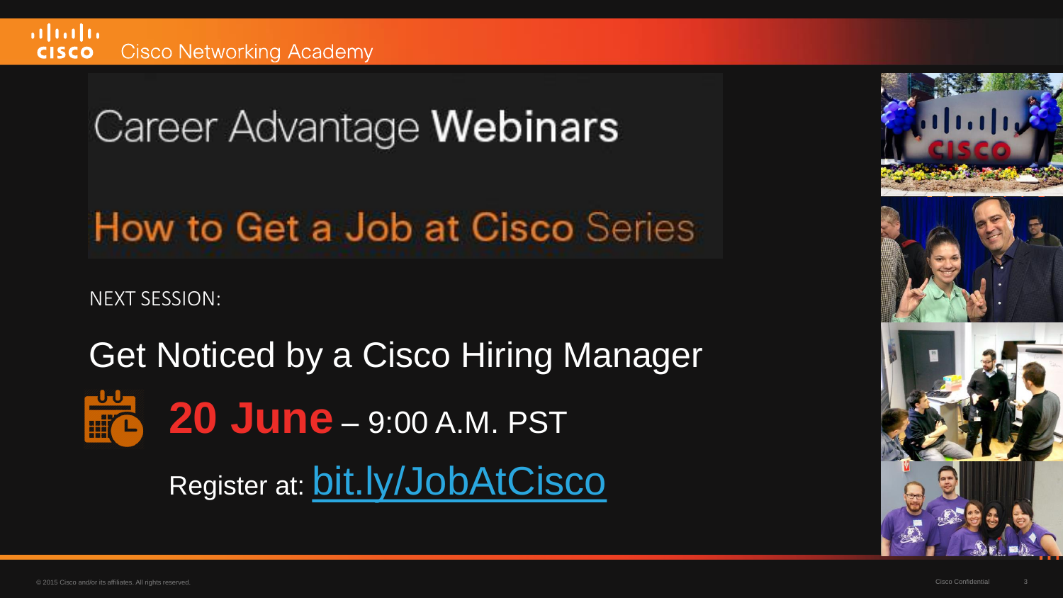# Career Advantage Webinars

## How to Get a Job at Cisco Series

NEXT SESSION:

## Get Noticed by a Cisco Hiring Manager

**20 June** – 9:00 A.M. PST

Register at: bit.ly/JobAtCisco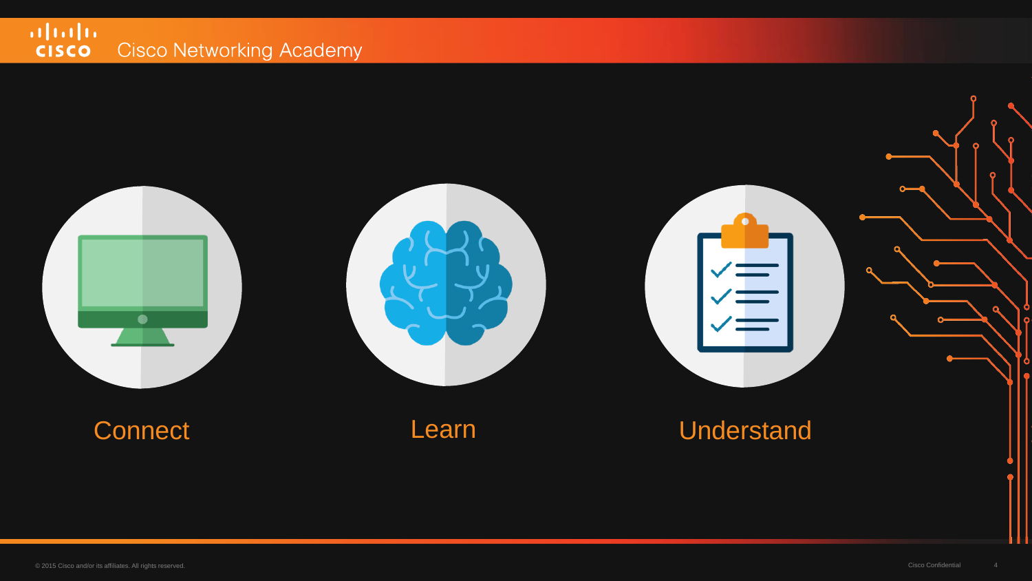Connect

Learn

Understand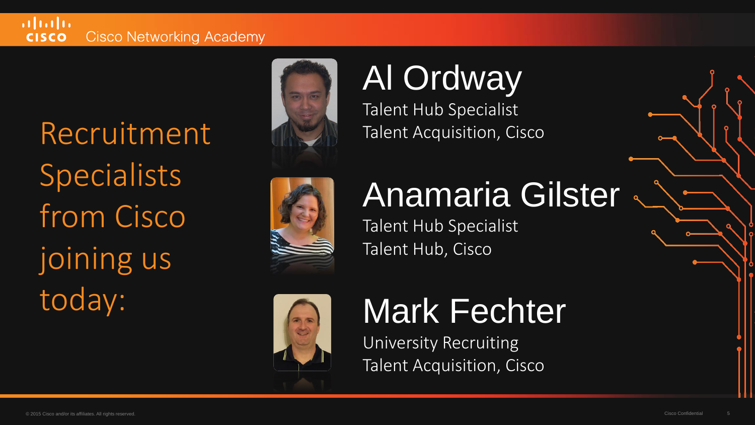# Recruitment Specialists from Cisco joining us today:

## Al Ordway

Talent Hub Specialist
Talent Acquisition, Cisco

## Anamaria Gilster

Talent Hub Specialist
Talent Hub, Cisco

## Mark Fechter

University Recruiting
Talent Acquisition, Cisco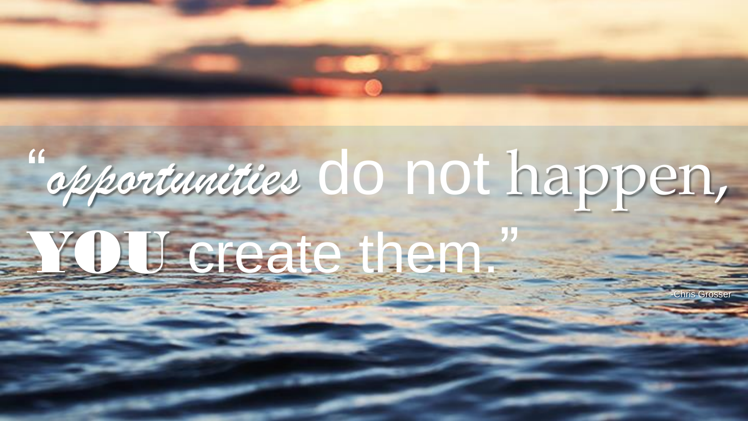"*opportunities* do not happen, **YOU** create them."

-Chris Grosser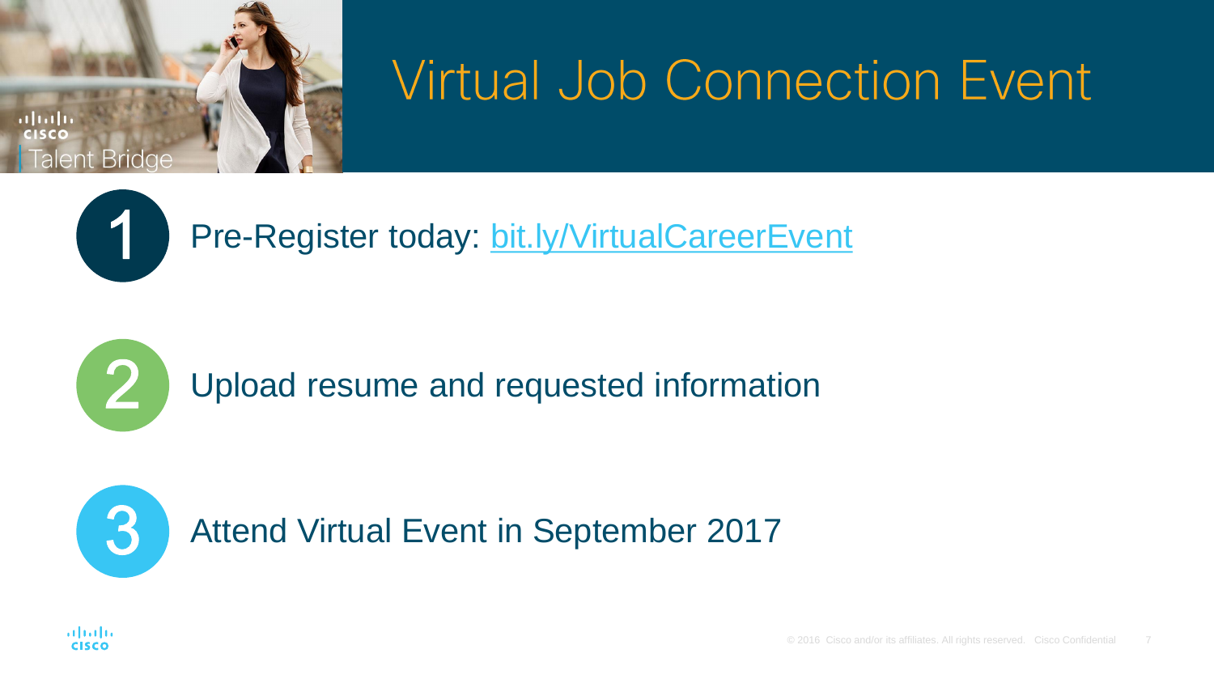# Virtual Job Connection Event

1. Pre-Register today: [bit.ly/VirtualCareerEvent](http://bit.ly/VirtualCareerEvent)
2. Upload resume and requested information
3. Attend Virtual Event in September 2017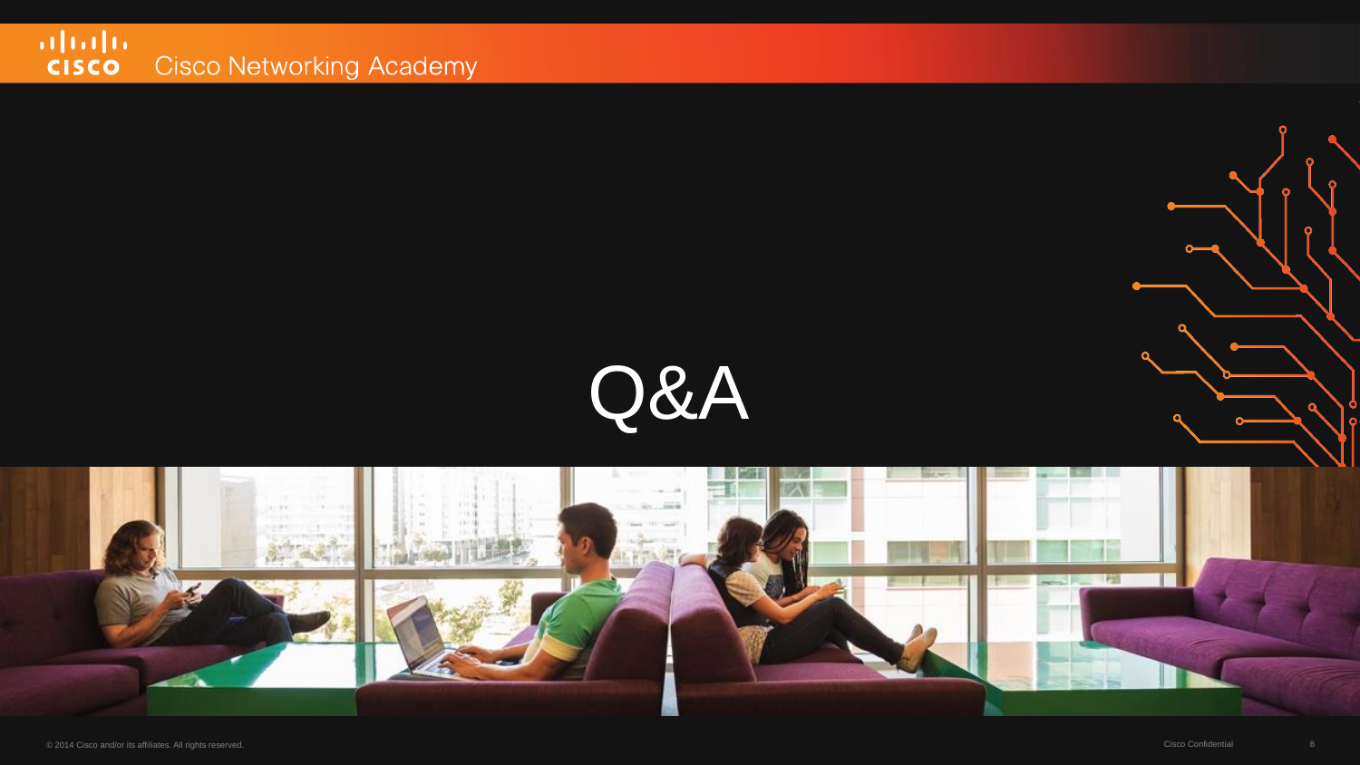# Q&A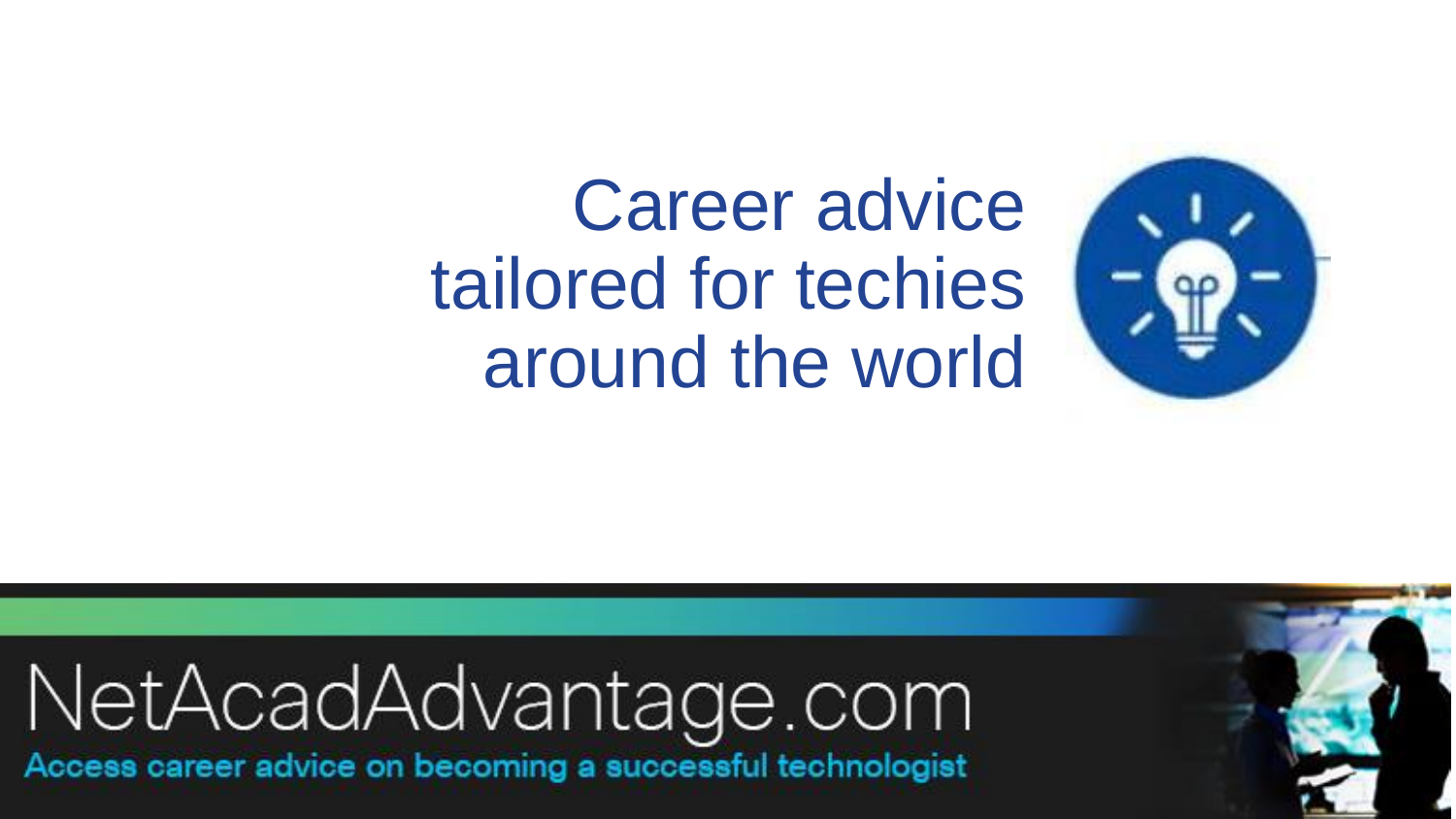Career advice tailored for techies around the world

NetAcadAdvantage.com

Access career advice on becoming a successful technologist